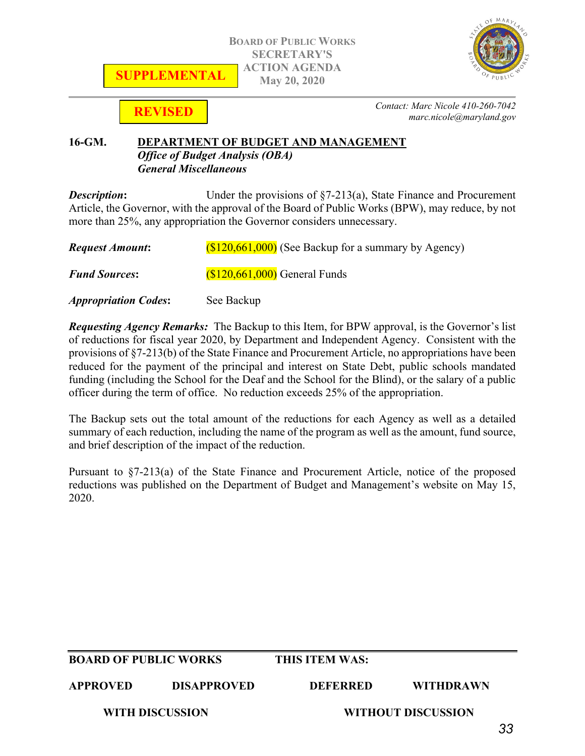**SUPPLEMENTAL**

**BOARD OF PUBLIC WORKS**
**SECRETARY'S**
**ACTION AGENDA**
**May 20, 2020**

**REVISED**

*Contact: Marc Nicole 410-260-7042*
*marc.nicole@maryland.gov*

## 16-GM. DEPARTMENT OF BUDGET AND MANAGEMENT
***Office of Budget Analysis (OBA)***
***General Miscellaneous***

***Description*:** Under the provisions of §7-213(a), State Finance and Procurement Article, the Governor, with the approval of the Board of Public Works (BPW), may reduce, by not more than 25%, any appropriation the Governor considers unnecessary.

***Request Amount*:** ($120,661,000) (See Backup for a summary by Agency)

***Fund Sources*:** ($120,661,000) General Funds

***Appropriation Codes*:** See Backup

***Requesting Agency Remarks:*** The Backup to this Item, for BPW approval, is the Governor's list of reductions for fiscal year 2020, by Department and Independent Agency. Consistent with the provisions of §7-213(b) of the State Finance and Procurement Article, no appropriations have been reduced for the payment of the principal and interest on State Debt, public schools mandated funding (including the School for the Deaf and the School for the Blind), or the salary of a public officer during the term of office. No reduction exceeds 25% of the appropriation.

The Backup sets out the total amount of the reductions for each Agency as well as a detailed summary of each reduction, including the name of the program as well as the amount, fund source, and brief description of the impact of the reduction.

Pursuant to §7-213(a) of the State Finance and Procurement Article, notice of the proposed reductions was published on the Department of Budget and Management's website on May 15, 2020.

**BOARD OF PUBLIC WORKS THIS ITEM WAS:**

**APPROVED DISAPPROVED DEFERRED WITHDRAWN**

**WITH DISCUSSION WITHOUT DISCUSSION**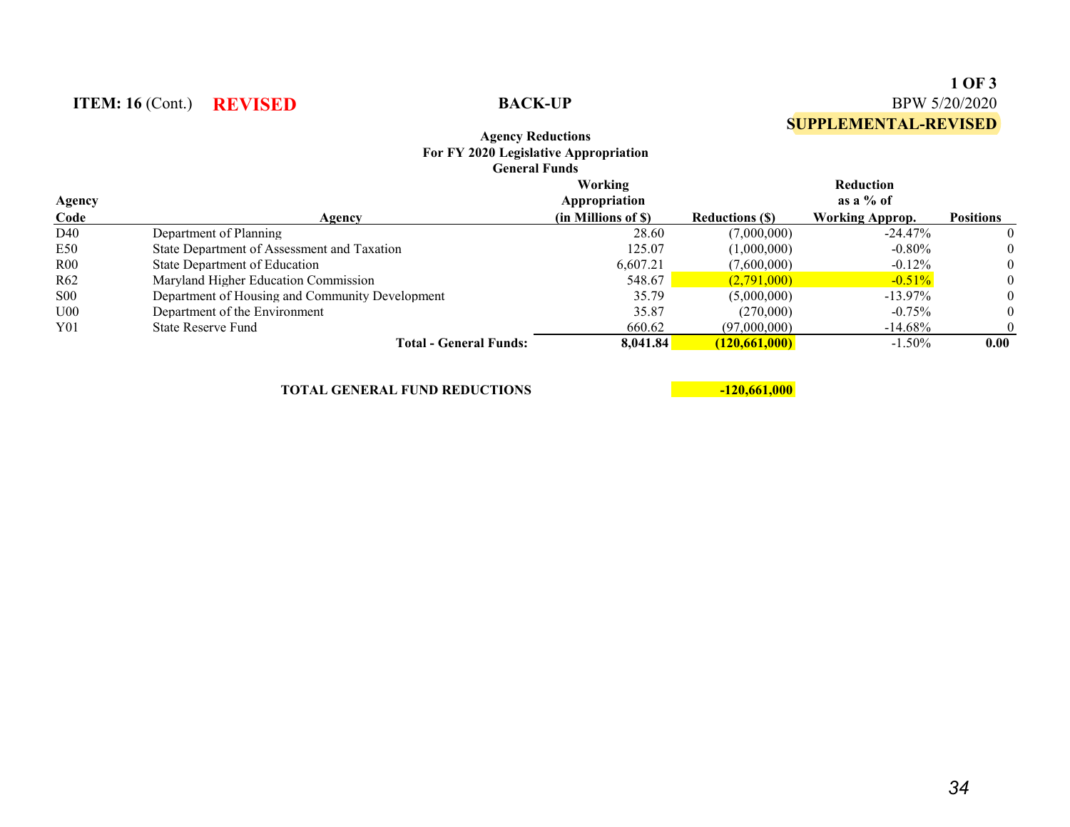**ITEM: 16** (Cont.) **REVISED** **BACK-UP** BPW 5/20/2020

**SUPPLEMENTAL-REVISED**

**Agency Reductions**
**For FY 2020 Legislative Appropriation**
**General Funds**

| Agency Code | Agency | Working Appropriation (in Millions of $) | Reductions ($) | Reduction as a % of Working Approp. | Positions |
|---|---|---|---|---|---|
| D40 | Department of Planning | 28.60 | (7,000,000) | -24.47% | 0 |
| E50 | State Department of Assessment and Taxation | 125.07 | (1,000,000) | -0.80% | 0 |
| R00 | State Department of Education | 6,607.21 | (7,600,000) | -0.12% | 0 |
| R62 | Maryland Higher Education Commission | 548.67 | (2,791,000) | -0.51% | 0 |
| S00 | Department of Housing and Community Development | 35.79 | (5,000,000) | -13.97% | 0 |
| U00 | Department of the Environment | 35.87 | (270,000) | -0.75% | 0 |
| Y01 | State Reserve Fund | 660.62 | (97,000,000) | -14.68% | 0 |
| | **Total - General Funds:** | **8,041.84** | **(120,661,000)** | -1.50% | **0.00** |

**TOTAL GENERAL FUND REDUCTIONS** **-120,661,000**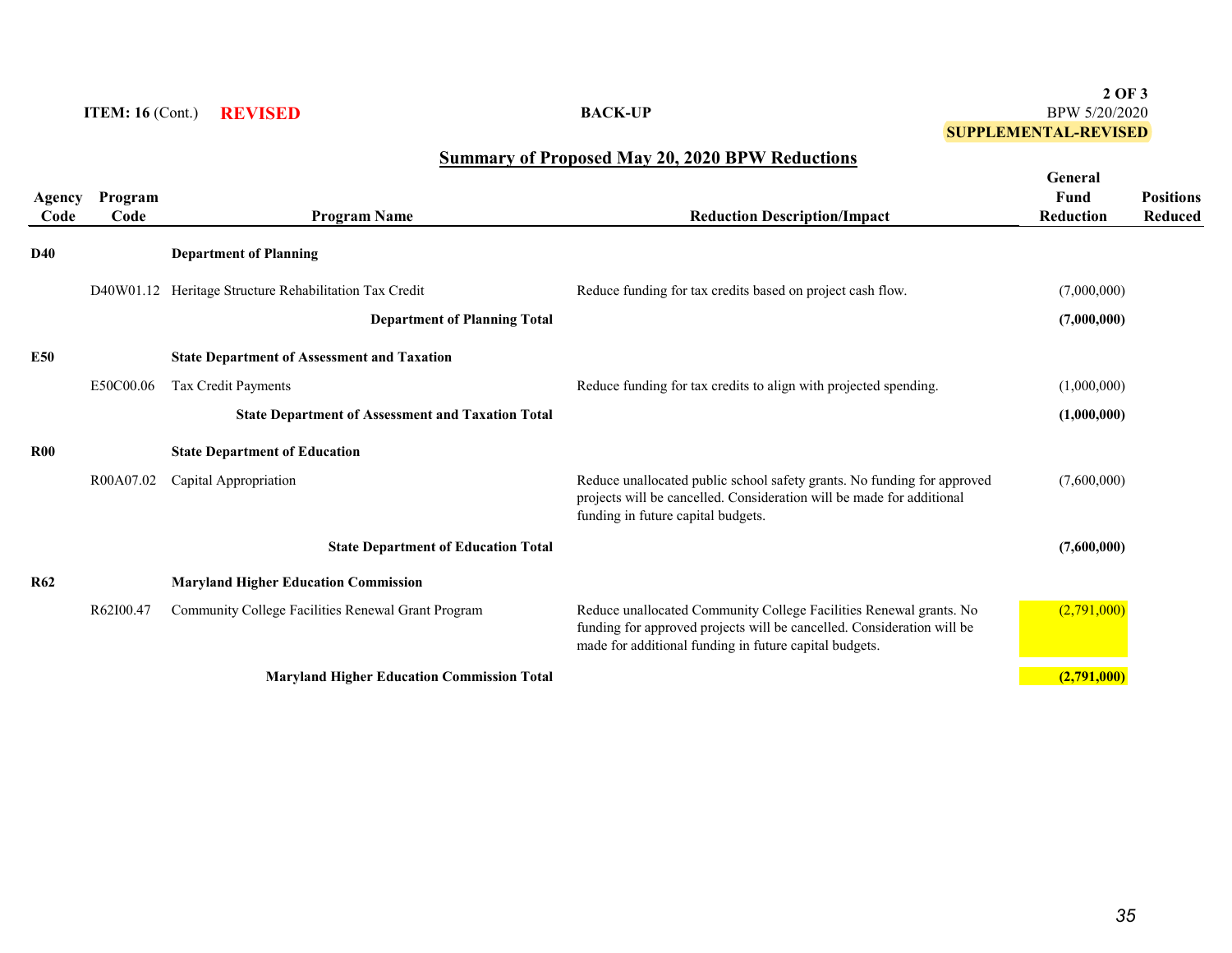**ITEM: 16** (Cont.) **REVISED**

**BACK-UP**

BPW 5/20/2020

**SUPPLEMENTAL-REVISED**

## Summary of Proposed May 20, 2020 BPW Reductions

| Agency Code | Program Code | Program Name | Reduction Description/Impact | General Fund Reduction | Positions Reduced |
|---|---|---|---|---|---|
| **D40** | | **Department of Planning** | | | |
| | D40W01.12 | Heritage Structure Rehabilitation Tax Credit | Reduce funding for tax credits based on project cash flow. | (7,000,000) | |
| | | **Department of Planning Total** | | **(7,000,000)** | |
| **E50** | | **State Department of Assessment and Taxation** | | | |
| | E50C00.06 | Tax Credit Payments | Reduce funding for tax credits to align with projected spending. | (1,000,000) | |
| | | **State Department of Assessment and Taxation Total** | | **(1,000,000)** | |
| **R00** | | **State Department of Education** | | | |
| | R00A07.02 | Capital Appropriation | Reduce unallocated public school safety grants. No funding for approved projects will be cancelled. Consideration will be made for additional funding in future capital budgets. | (7,600,000) | |
| | | **State Department of Education Total** | | **(7,600,000)** | |
| **R62** | | **Maryland Higher Education Commission** | | | |
| | R62I00.47 | Community College Facilities Renewal Grant Program | Reduce unallocated Community College Facilities Renewal grants. No funding for approved projects will be cancelled. Consideration will be made for additional funding in future capital budgets. | (2,791,000) | |
| | | **Maryland Higher Education Commission Total** | | **(2,791,000)** | |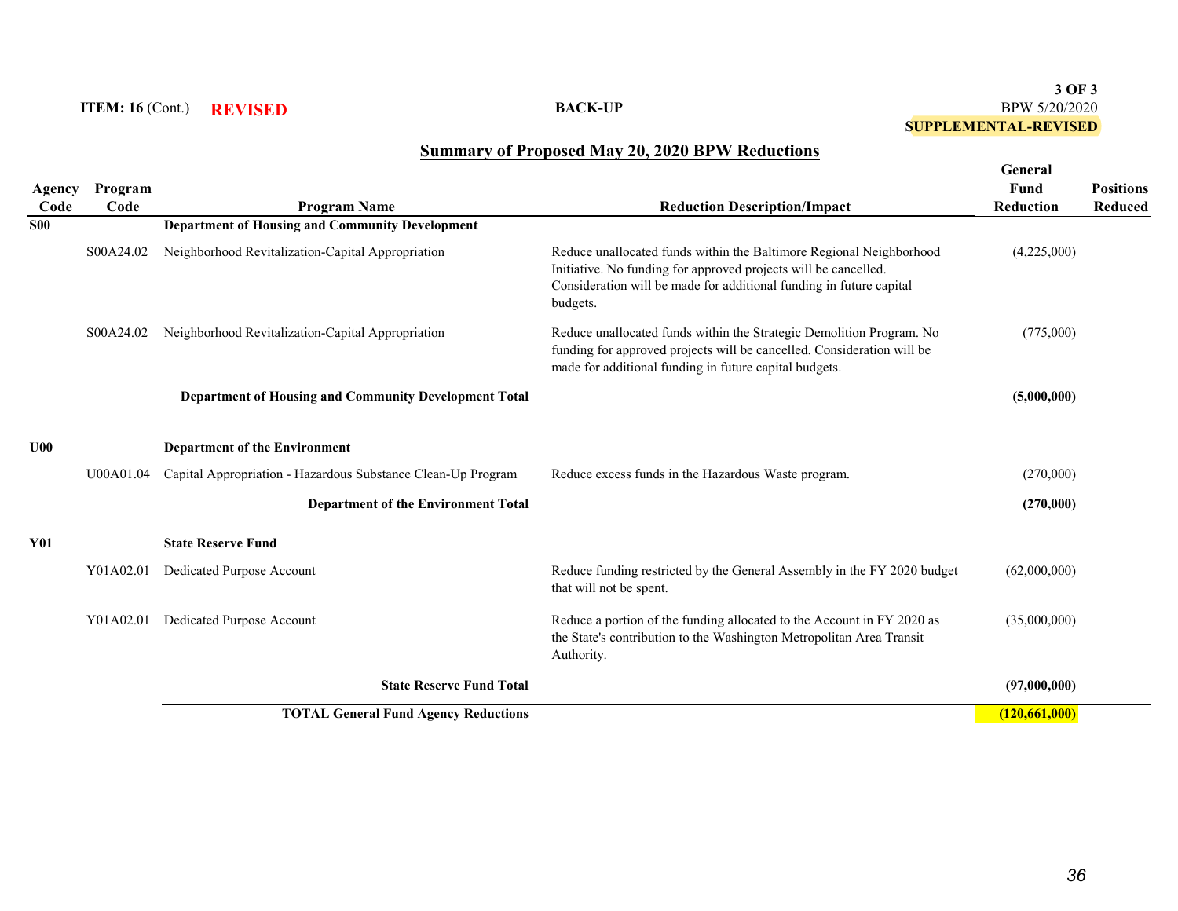**ITEM: 16** (Cont.) **REVISED**

**BACK-UP**

BPW 5/20/2020
**SUPPLEMENTAL-REVISED**

## Summary of Proposed May 20, 2020 BPW Reductions

| Agency Code | Program Code | Program Name | Reduction Description/Impact | General Fund Reduction | Positions Reduced |
|---|---|---|---|---|---|
| **S00** | | **Department of Housing and Community Development** | | | |
| | S00A24.02 | Neighborhood Revitalization-Capital Appropriation | Reduce unallocated funds within the Baltimore Regional Neighborhood Initiative. No funding for approved projects will be cancelled. Consideration will be made for additional funding in future capital budgets. | (4,225,000) | |
| | S00A24.02 | Neighborhood Revitalization-Capital Appropriation | Reduce unallocated funds within the Strategic Demolition Program. No funding for approved projects will be cancelled. Consideration will be made for additional funding in future capital budgets. | (775,000) | |
| | | **Department of Housing and Community Development Total** | | **(5,000,000)** | |
| **U00** | | **Department of the Environment** | | | |
| | U00A01.04 | Capital Appropriation - Hazardous Substance Clean-Up Program | Reduce excess funds in the Hazardous Waste program. | (270,000) | |
| | | **Department of the Environment Total** | | **(270,000)** | |
| **Y01** | | **State Reserve Fund** | | | |
| | Y01A02.01 | Dedicated Purpose Account | Reduce funding restricted by the General Assembly in the FY 2020 budget that will not be spent. | (62,000,000) | |
| | Y01A02.01 | Dedicated Purpose Account | Reduce a portion of the funding allocated to the Account in FY 2020 as the State's contribution to the Washington Metropolitan Area Transit Authority. | (35,000,000) | |
| | | **State Reserve Fund Total** | | **(97,000,000)** | |
| | | **TOTAL General Fund Agency Reductions** | | **(120,661,000)** | |